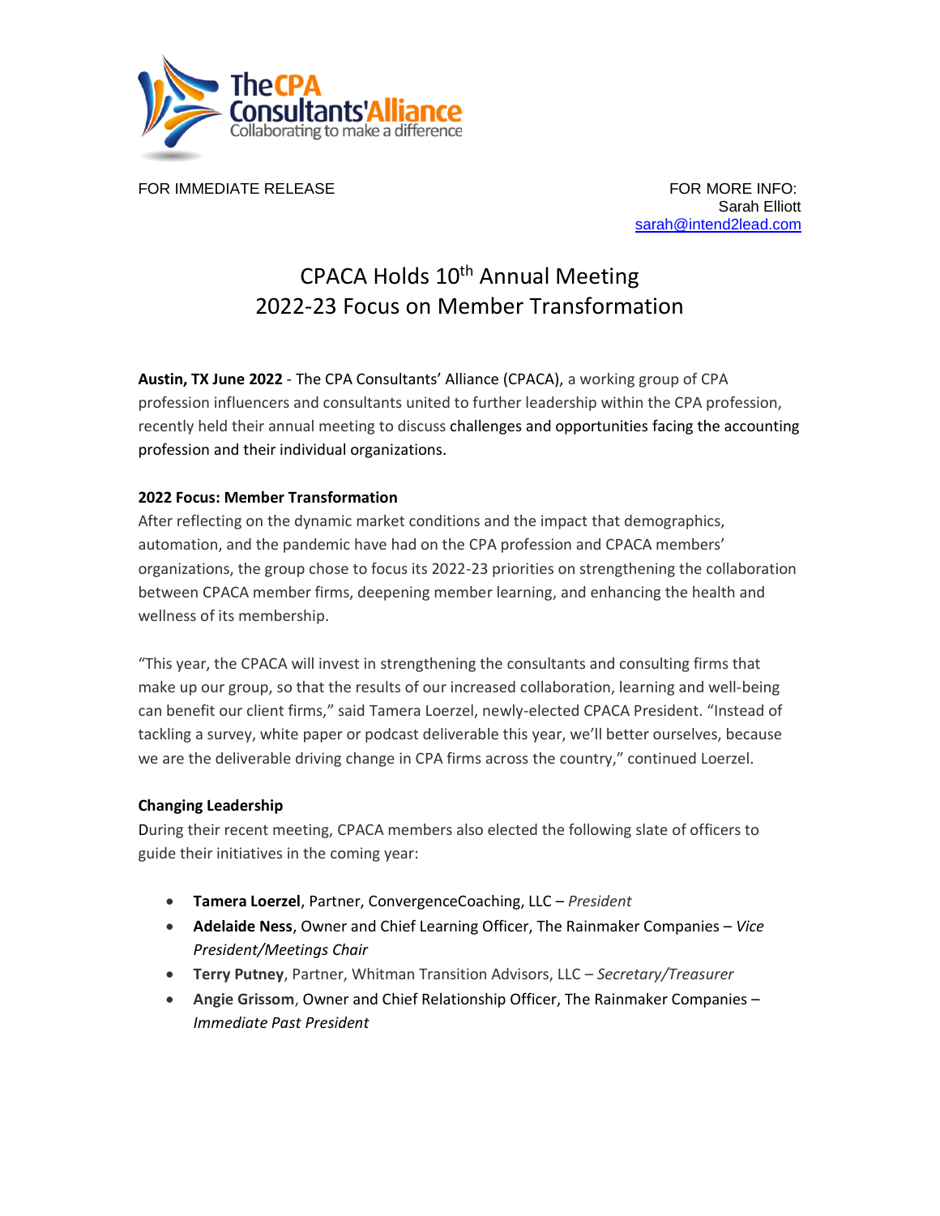The CPA Consultants' Alliance
Collaborating to make a difference

FOR IMMEDIATE RELEASE

FOR MORE INFO:
Sarah Elliott
sarah@intend2lead.com

# CPACA Holds 10th Annual Meeting
## 2022-23 Focus on Member Transformation

**Austin, TX June 2022** - The CPA Consultants' Alliance (CPACA), a working group of CPA profession influencers and consultants united to further leadership within the CPA profession, recently held their annual meeting to discuss challenges and opportunities facing the accounting profession and their individual organizations.

**2022 Focus: Member Transformation**

After reflecting on the dynamic market conditions and the impact that demographics, automation, and the pandemic have had on the CPA profession and CPACA members' organizations, the group chose to focus its 2022-23 priorities on strengthening the collaboration between CPACA member firms, deepening member learning, and enhancing the health and wellness of its membership.

"This year, the CPACA will invest in strengthening the consultants and consulting firms that make up our group, so that the results of our increased collaboration, learning and well-being can benefit our client firms," said Tamera Loerzel, newly-elected CPACA President. "Instead of tackling a survey, white paper or podcast deliverable this year, we'll better ourselves, because we are the deliverable driving change in CPA firms across the country," continued Loerzel.

**Changing Leadership**

During their recent meeting, CPACA members also elected the following slate of officers to guide their initiatives in the coming year:

- **Tamera Loerzel**, Partner, ConvergenceCoaching, LLC – *President*
- **Adelaide Ness**, Owner and Chief Learning Officer, The Rainmaker Companies – *Vice President/Meetings Chair*
- **Terry Putney**, Partner, Whitman Transition Advisors, LLC – *Secretary/Treasurer*
- **Angie Grissom**, Owner and Chief Relationship Officer, The Rainmaker Companies – *Immediate Past President*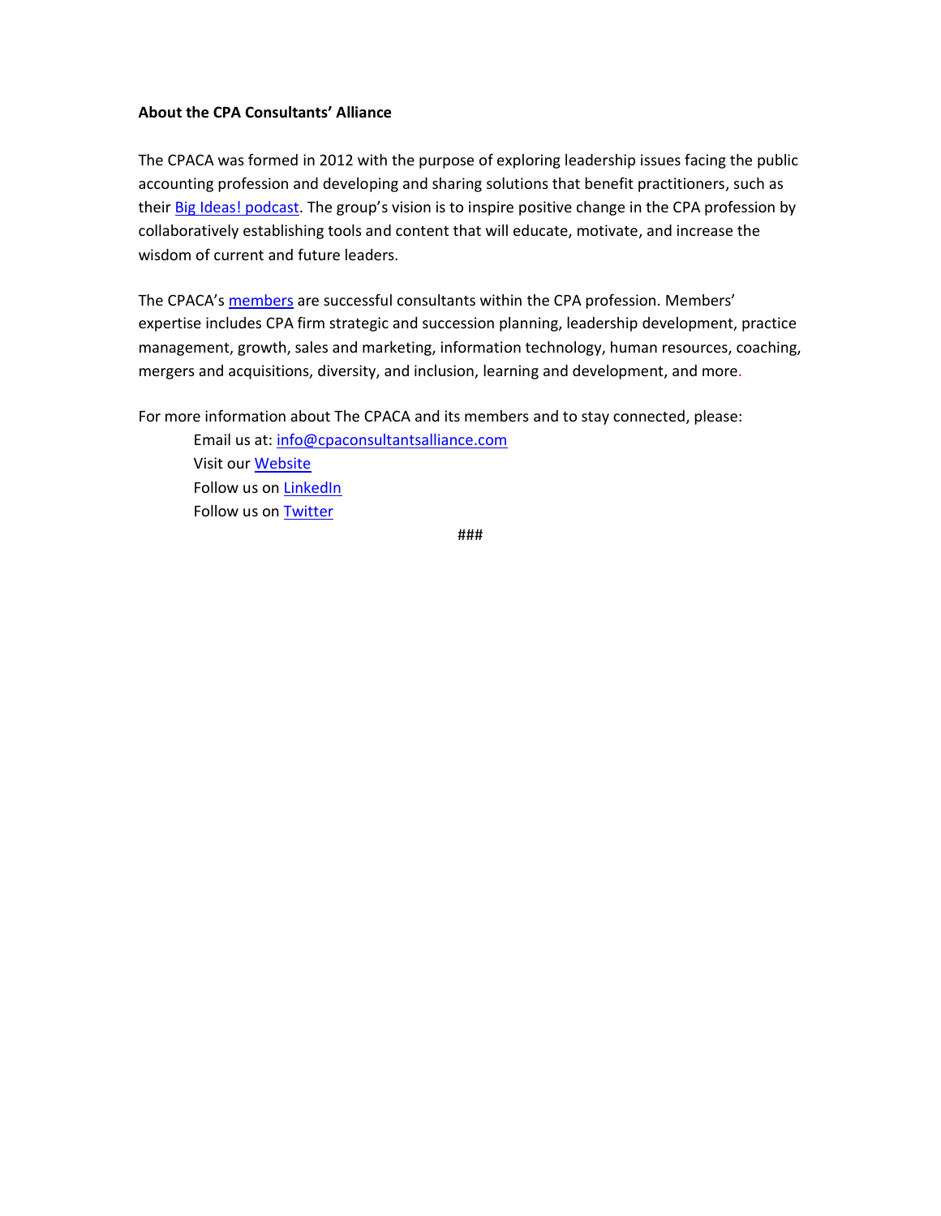**About the CPA Consultants' Alliance**

The CPACA was formed in 2012 with the purpose of exploring leadership issues facing the public accounting profession and developing and sharing solutions that benefit practitioners, such as their Big Ideas! podcast. The group's vision is to inspire positive change in the CPA profession by collaboratively establishing tools and content that will educate, motivate, and increase the wisdom of current and future leaders.

The CPACA's members are successful consultants within the CPA profession. Members' expertise includes CPA firm strategic and succession planning, leadership development, practice management, growth, sales and marketing, information technology, human resources, coaching, mergers and acquisitions, diversity, and inclusion, learning and development, and more.

For more information about The CPACA and its members and to stay connected, please:

Email us at: info@cpaconsultantsalliance.com
Visit our Website
Follow us on LinkedIn
Follow us on Twitter

###